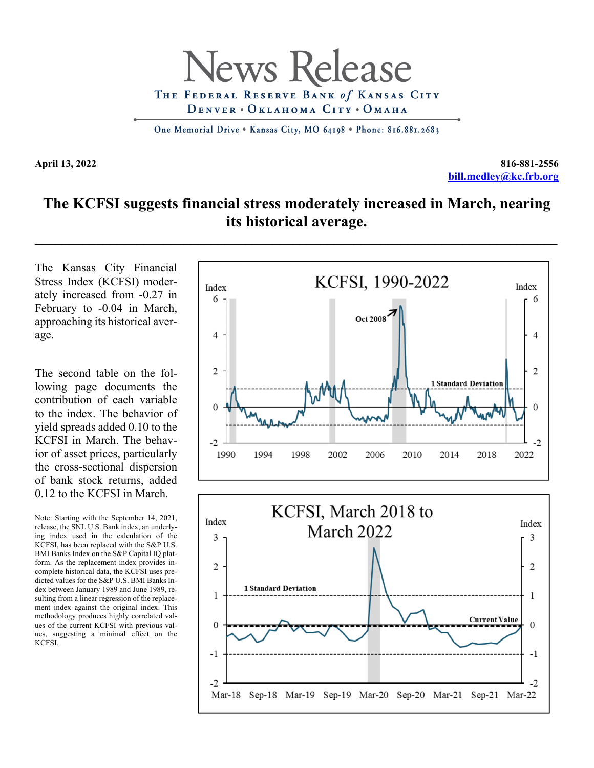# News Release

THE FEDERAL RESERVE BANK of KANSAS CITY
DENVER • OKLAHOMA CITY • OMAHA

One Memorial Drive • Kansas City, MO 64198 • Phone: 816.881.2683

**April 13, 2022**

**816-881-2556**
**bill.medley@kc.frb.org**

## The KCFSI suggests financial stress moderately increased in March, nearing its historical average.

The Kansas City Financial Stress Index (KCFSI) moderately increased from -0.27 in February to -0.04 in March, approaching its historical average.

The second table on the following page documents the contribution of each variable to the index. The behavior of yield spreads added 0.10 to the KCFSI in March. The behavior of asset prices, particularly the cross-sectional dispersion of bank stock returns, added 0.12 to the KCFSI in March.

Note: Starting with the September 14, 2021, release, the SNL U.S. Bank index, an underlying index used in the calculation of the KCFSI, has been replaced with the S&P U.S. BMI Banks Index on the S&P Capital IQ platform. As the replacement index provides incomplete historical data, the KCFSI uses predicted values for the S&P U.S. BMI Banks Index between January 1989 and June 1989, resulting from a linear regression of the replacement index against the original index. This methodology produces highly correlated values of the current KCFSI with previous values, suggesting a minimal effect on the KCFSI.

KCFSI, 1990-2022

KCFSI, March 2018 to March 2022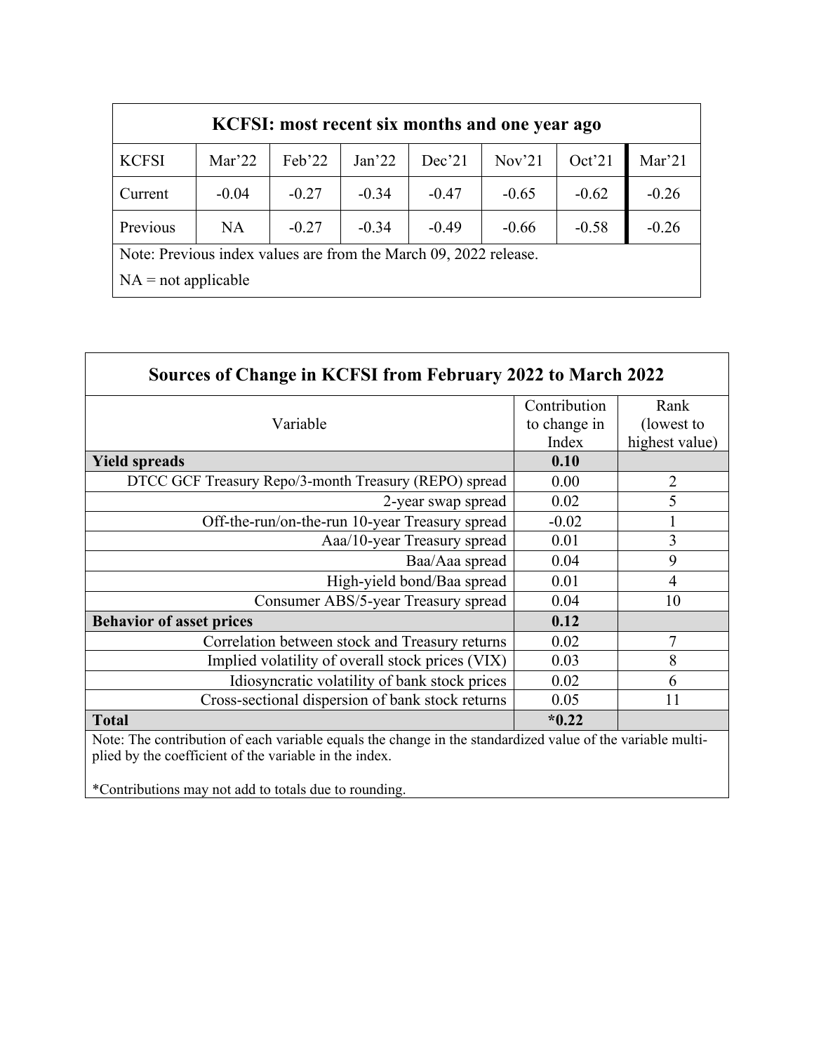| KCFSI: most recent six months and one year ago | | | | | | | |
|---|---|---|---|---|---|---|---|
| KCFSI | Mar'22 | Feb'22 | Jan'22 | Dec'21 | Nov'21 | Oct'21 | Mar'21 |
| Current | -0.04 | -0.27 | -0.34 | -0.47 | -0.65 | -0.62 | -0.26 |
| Previous | NA | -0.27 | -0.34 | -0.49 | -0.66 | -0.58 | -0.26 |

Note: Previous index values are from the March 09, 2022 release.

NA = not applicable

| Sources of Change in KCFSI from February 2022 to March 2022 | | |
|---|---|---|
| Variable | Contribution to change in Index | Rank (lowest to highest value) |
| **Yield spreads** | **0.10** | |
| DTCC GCF Treasury Repo/3-month Treasury (REPO) spread | 0.00 | 2 |
| 2-year swap spread | 0.02 | 5 |
| Off-the-run/on-the-run 10-year Treasury spread | -0.02 | 1 |
| Aaa/10-year Treasury spread | 0.01 | 3 |
| Baa/Aaa spread | 0.04 | 9 |
| High-yield bond/Baa spread | 0.01 | 4 |
| Consumer ABS/5-year Treasury spread | 0.04 | 10 |
| **Behavior of asset prices** | **0.12** | |
| Correlation between stock and Treasury returns | 0.02 | 7 |
| Implied volatility of overall stock prices (VIX) | 0.03 | 8 |
| Idiosyncratic volatility of bank stock prices | 0.02 | 6 |
| Cross-sectional dispersion of bank stock returns | 0.05 | 11 |
| **Total** | ***0.22** | |

Note: The contribution of each variable equals the change in the standardized value of the variable multiplied by the coefficient of the variable in the index.

*Contributions may not add to totals due to rounding.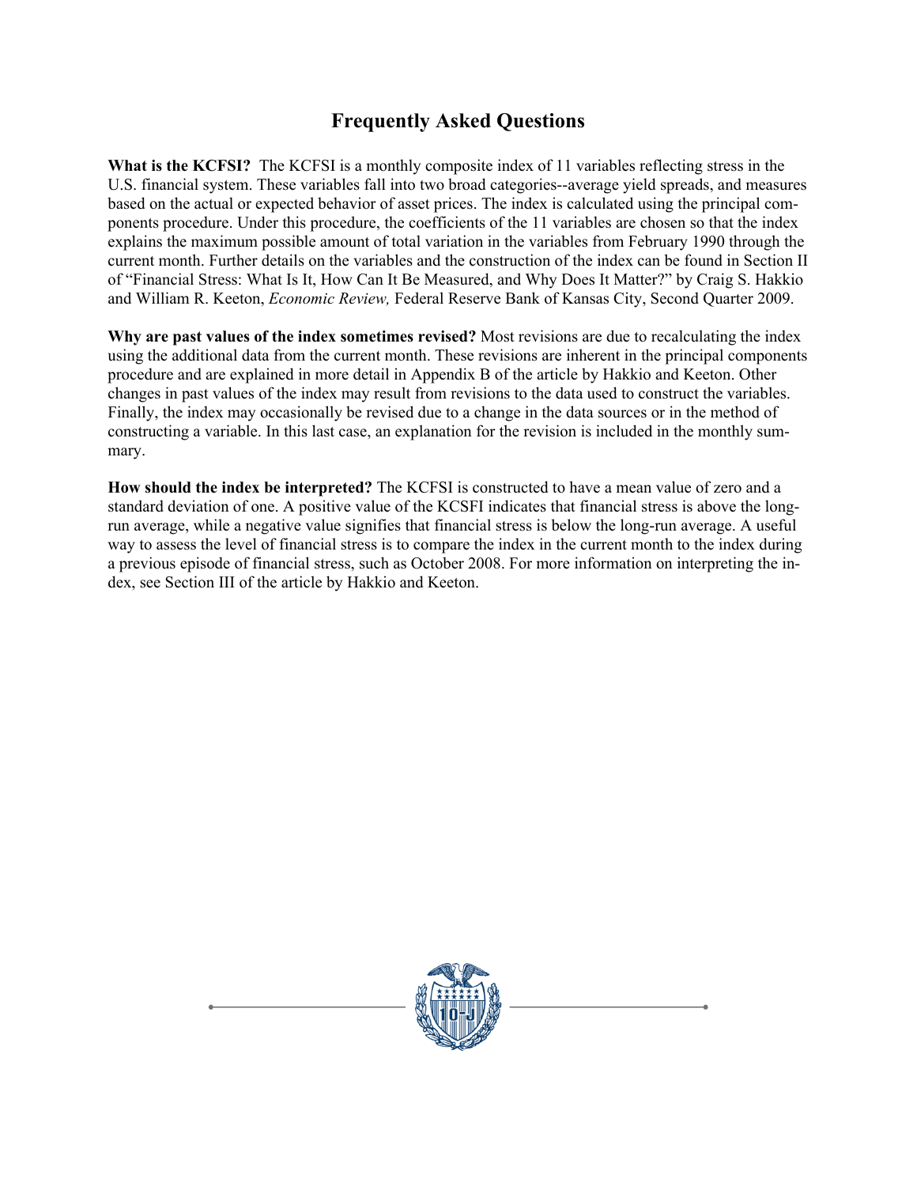## Frequently Asked Questions

**What is the KCFSI?** The KCFSI is a monthly composite index of 11 variables reflecting stress in the U.S. financial system. These variables fall into two broad categories--average yield spreads, and measures based on the actual or expected behavior of asset prices. The index is calculated using the principal components procedure. Under this procedure, the coefficients of the 11 variables are chosen so that the index explains the maximum possible amount of total variation in the variables from February 1990 through the current month. Further details on the variables and the construction of the index can be found in Section II of "Financial Stress: What Is It, How Can It Be Measured, and Why Does It Matter?" by Craig S. Hakkio and William R. Keeton, *Economic Review,* Federal Reserve Bank of Kansas City, Second Quarter 2009.

**Why are past values of the index sometimes revised?** Most revisions are due to recalculating the index using the additional data from the current month. These revisions are inherent in the principal components procedure and are explained in more detail in Appendix B of the article by Hakkio and Keeton. Other changes in past values of the index may result from revisions to the data used to construct the variables. Finally, the index may occasionally be revised due to a change in the data sources or in the method of constructing a variable. In this last case, an explanation for the revision is included in the monthly summary.

**How should the index be interpreted?** The KCFSI is constructed to have a mean value of zero and a standard deviation of one. A positive value of the KCSFI indicates that financial stress is above the long-run average, while a negative value signifies that financial stress is below the long-run average. A useful way to assess the level of financial stress is to compare the index in the current month to the index during a previous episode of financial stress, such as October 2008. For more information on interpreting the index, see Section III of the article by Hakkio and Keeton.